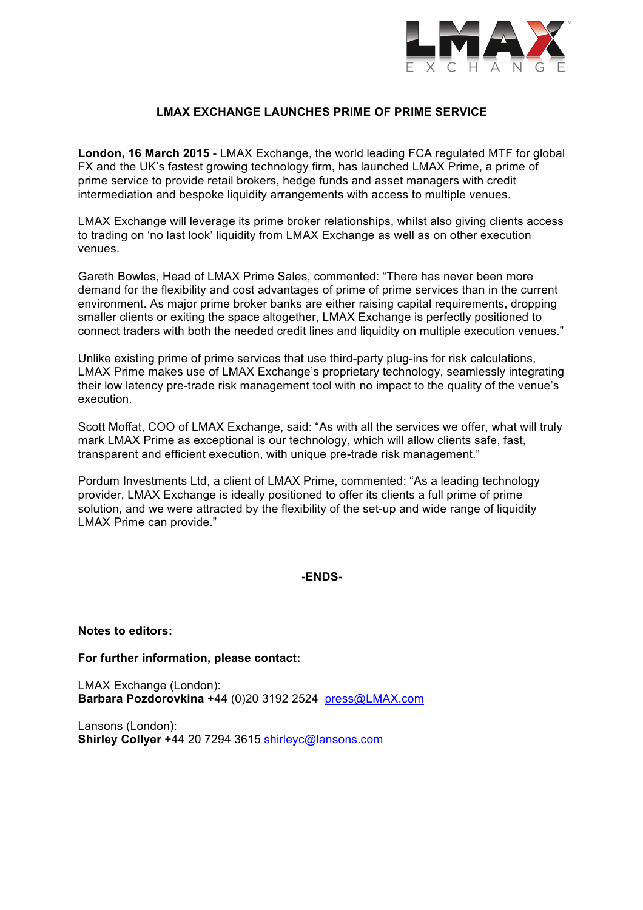# LMAX EXCHANGE LAUNCHES PRIME OF PRIME SERVICE

**London, 16 March 2015** - LMAX Exchange, the world leading FCA regulated MTF for global FX and the UK's fastest growing technology firm, has launched LMAX Prime, a prime of prime service to provide retail brokers, hedge funds and asset managers with credit intermediation and bespoke liquidity arrangements with access to multiple venues.

LMAX Exchange will leverage its prime broker relationships, whilst also giving clients access to trading on 'no last look' liquidity from LMAX Exchange as well as on other execution venues.

Gareth Bowles, Head of LMAX Prime Sales, commented: "There has never been more demand for the flexibility and cost advantages of prime of prime services than in the current environment. As major prime broker banks are either raising capital requirements, dropping smaller clients or exiting the space altogether, LMAX Exchange is perfectly positioned to connect traders with both the needed credit lines and liquidity on multiple execution venues."

Unlike existing prime of prime services that use third-party plug-ins for risk calculations, LMAX Prime makes use of LMAX Exchange's proprietary technology, seamlessly integrating their low latency pre-trade risk management tool with no impact to the quality of the venue's execution.

Scott Moffat, COO of LMAX Exchange, said: "As with all the services we offer, what will truly mark LMAX Prime as exceptional is our technology, which will allow clients safe, fast, transparent and efficient execution, with unique pre-trade risk management."

Pordum Investments Ltd, a client of LMAX Prime, commented: "As a leading technology provider, LMAX Exchange is ideally positioned to offer its clients a full prime of prime solution, and we were attracted by the flexibility of the set-up and wide range of liquidity LMAX Prime can provide."

**-ENDS-**

**Notes to editors:**

**For further information, please contact:**

LMAX Exchange (London):
**Barbara Pozdorovkina** +44 (0)20 3192 2524 press@LMAX.com

Lansons (London):
**Shirley Collyer** +44 20 7294 3615 shirleyc@lansons.com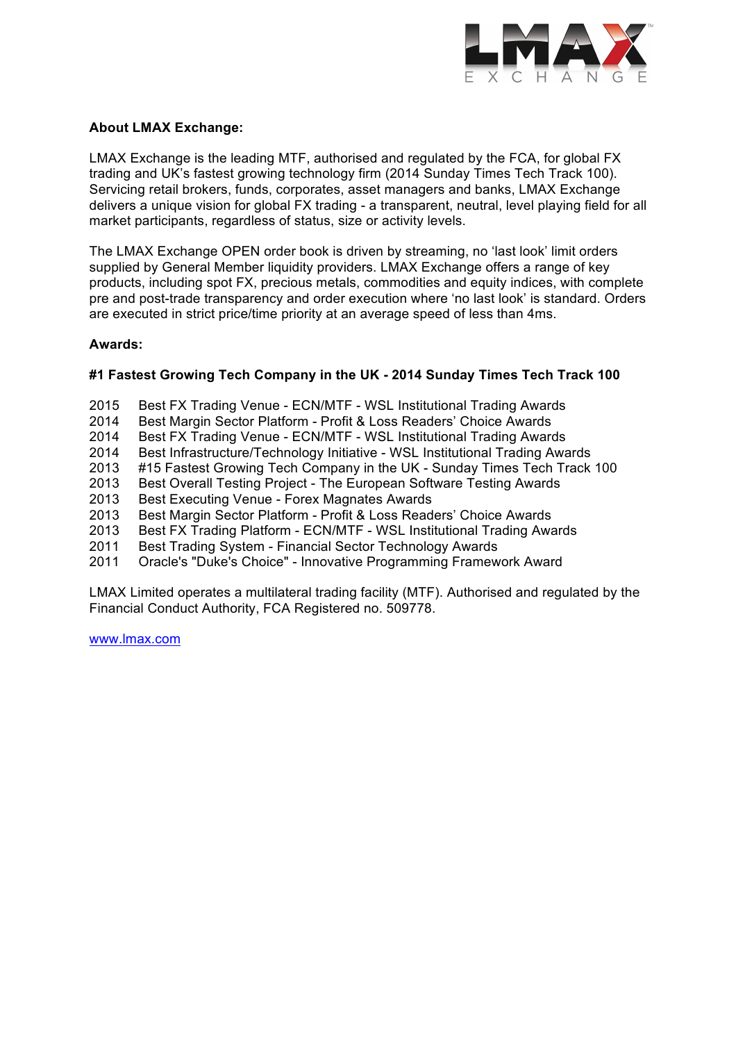**About LMAX Exchange:**

LMAX Exchange is the leading MTF, authorised and regulated by the FCA, for global FX trading and UK's fastest growing technology firm (2014 Sunday Times Tech Track 100). Servicing retail brokers, funds, corporates, asset managers and banks, LMAX Exchange delivers a unique vision for global FX trading - a transparent, neutral, level playing field for all market participants, regardless of status, size or activity levels.

The LMAX Exchange OPEN order book is driven by streaming, no 'last look' limit orders supplied by General Member liquidity providers. LMAX Exchange offers a range of key products, including spot FX, precious metals, commodities and equity indices, with complete pre and post-trade transparency and order execution where 'no last look' is standard. Orders are executed in strict price/time priority at an average speed of less than 4ms.

**Awards:**

**#1 Fastest Growing Tech Company in the UK - 2014 Sunday Times Tech Track 100**

| | |
|---|---|
| 2015 | Best FX Trading Venue - ECN/MTF - WSL Institutional Trading Awards |
| 2014 | Best Margin Sector Platform - Profit & Loss Readers' Choice Awards |
| 2014 | Best FX Trading Venue - ECN/MTF - WSL Institutional Trading Awards |
| 2014 | Best Infrastructure/Technology Initiative - WSL Institutional Trading Awards |
| 2013 | #15 Fastest Growing Tech Company in the UK - Sunday Times Tech Track 100 |
| 2013 | Best Overall Testing Project - The European Software Testing Awards |
| 2013 | Best Executing Venue - Forex Magnates Awards |
| 2013 | Best Margin Sector Platform - Profit & Loss Readers' Choice Awards |
| 2013 | Best FX Trading Platform - ECN/MTF - WSL Institutional Trading Awards |
| 2011 | Best Trading System - Financial Sector Technology Awards |
| 2011 | Oracle's "Duke's Choice" - Innovative Programming Framework Award |

LMAX Limited operates a multilateral trading facility (MTF). Authorised and regulated by the Financial Conduct Authority, FCA Registered no. 509778.

[www.lmax.com](http://www.lmax.com)